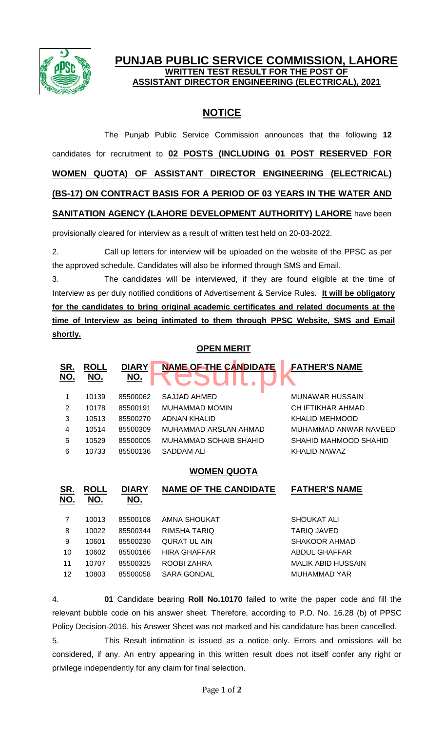# PUNJAB PUBLIC SERVICE COMMISSION, LAHORE

## WRITTEN TEST RESULT FOR THE POST OF ASSISTANT DIRECTOR ENGINEERING (ELECTRICAL), 2021

## NOTICE

The Punjab Public Service Commission announces that the following **12** candidates for recruitment to **02 POSTS (INCLUDING 01 POST RESERVED FOR WOMEN QUOTA) OF ASSISTANT DIRECTOR ENGINEERING (ELECTRICAL) (BS-17) ON CONTRACT BASIS FOR A PERIOD OF 03 YEARS IN THE WATER AND SANITATION AGENCY (LAHORE DEVELOPMENT AUTHORITY) LAHORE** have been provisionally cleared for interview as a result of written test held on 20-03-2022.

2. Call up letters for interview will be uploaded on the website of the PPSC as per the approved schedule. Candidates will also be informed through SMS and Email.

3. The candidates will be interviewed, if they are found eligible at the time of Interview as per duly notified conditions of Advertisement & Service Rules. **It will be obligatory for the candidates to bring original academic certificates and related documents at the time of Interview as being intimated to them through PPSC Website, SMS and Email shortly.**

### OPEN MERIT

| SR. NO. | ROLL NO. | DIARY NO. | NAME OF THE CANDIDATE | FATHER'S NAME |
|---|---|---|---|---|
| 1 | 10139 | 85500062 | SAJJAD AHMED | MUNAWAR HUSSAIN |
| 2 | 10178 | 85500191 | MUHAMMAD MOMIN | CH IFTIKHAR AHMAD |
| 3 | 10513 | 85500270 | ADNAN KHALID | KHALID MEHMOOD |
| 4 | 10514 | 85500309 | MUHAMMAD ARSLAN AHMAD | MUHAMMAD ANWAR NAVEED |
| 5 | 10529 | 85500005 | MUHAMMAD SOHAIB SHAHID | SHAHID MAHMOOD SHAHID |
| 6 | 10733 | 85500136 | SADDAM ALI | KHALID NAWAZ |

### WOMEN QUOTA

| SR. NO. | ROLL NO. | DIARY NO. | NAME OF THE CANDIDATE | FATHER'S NAME |
|---|---|---|---|---|
| 7 | 10013 | 85500108 | AMNA SHOUKAT | SHOUKAT ALI |
| 8 | 10022 | 85500344 | RIMSHA TARIQ | TARIQ JAVED |
| 9 | 10601 | 85500230 | QURAT UL AIN | SHAKOOR AHMAD |
| 10 | 10602 | 85500166 | HIRA GHAFFAR | ABDUL GHAFFAR |
| 11 | 10707 | 85500325 | ROOBI ZAHRA | MALIK ABID HUSSAIN |
| 12 | 10803 | 85500058 | SARA GONDAL | MUHAMMAD YAR |

4. **01** Candidate bearing **Roll No.10170** failed to write the paper code and fill the relevant bubble code on his answer sheet. Therefore, according to P.D. No. 16.28 (b) of PPSC Policy Decision-2016, his Answer Sheet was not marked and his candidature has been cancelled.

5. This Result intimation is issued as a notice only. Errors and omissions will be considered, if any. An entry appearing in this written result does not itself confer any right or privilege independently for any claim for final selection.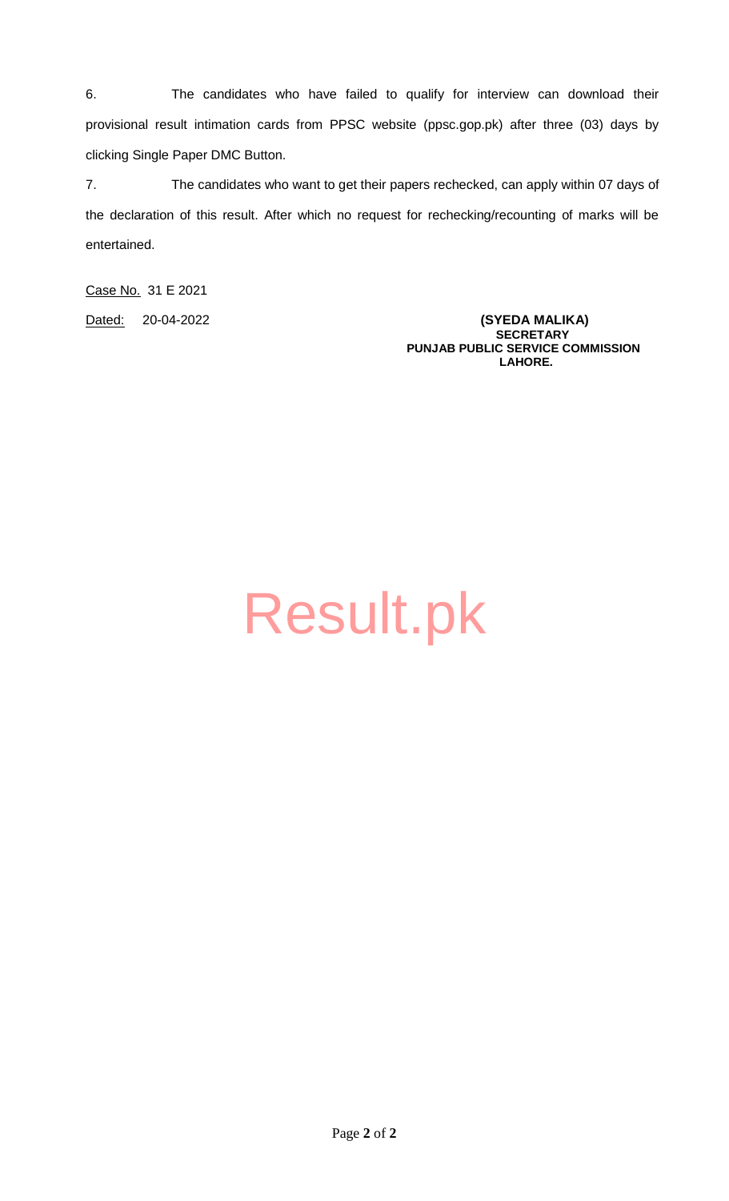6. The candidates who have failed to qualify for interview can download their provisional result intimation cards from PPSC website (ppsc.gop.pk) after three (03) days by clicking Single Paper DMC Button.

7. The candidates who want to get their papers rechecked, can apply within 07 days of the declaration of this result. After which no request for rechecking/recounting of marks will be entertained.

Case No. 31 E 2021

Dated: 20-04-2022

**(SYEDA MALIKA)**
**SECRETARY**
**PUNJAB PUBLIC SERVICE COMMISSION**
**LAHORE.**

Result.pk